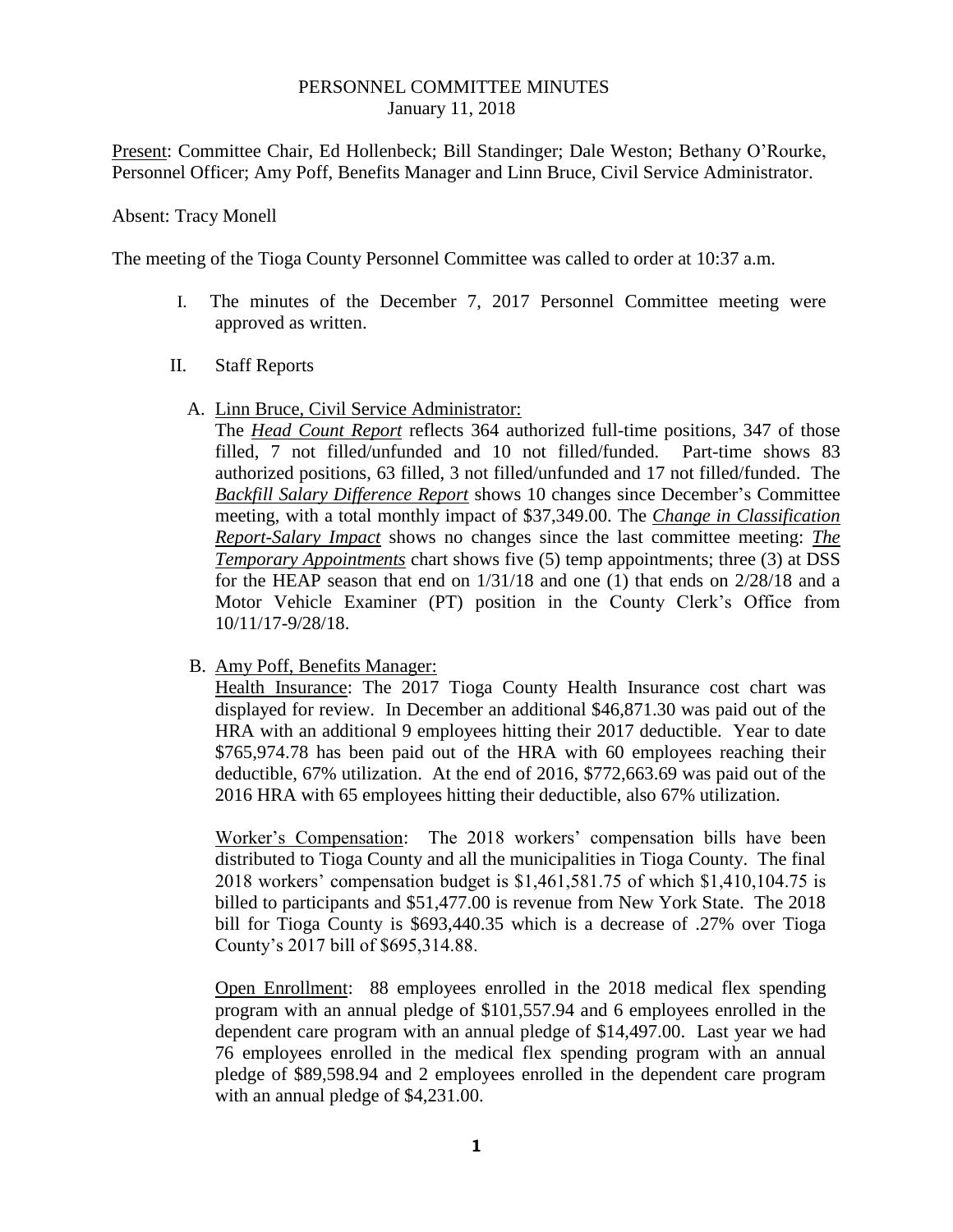# PERSONNEL COMMITTEE MINUTES

January 11, 2018

Present: Committee Chair, Ed Hollenbeck; Bill Standinger; Dale Weston; Bethany O'Rourke, Personnel Officer; Amy Poff, Benefits Manager and Linn Bruce, Civil Service Administrator.

Absent: Tracy Monell

The meeting of the Tioga County Personnel Committee was called to order at 10:37 a.m.

I. The minutes of the December 7, 2017 Personnel Committee meeting were approved as written.

II. Staff Reports

A. Linn Bruce, Civil Service Administrator:

The ***Head Count Report*** reflects 364 authorized full-time positions, 347 of those filled, 7 not filled/unfunded and 10 not filled/funded. Part-time shows 83 authorized positions, 63 filled, 3 not filled/unfunded and 17 not filled/funded. The ***Backfill Salary Difference Report*** shows 10 changes since December's Committee meeting, with a total monthly impact of $37,349.00. The ***Change in Classification Report-Salary Impact*** shows no changes since the last committee meeting: ***The Temporary Appointments*** chart shows five (5) temp appointments; three (3) at DSS for the HEAP season that end on 1/31/18 and one (1) that ends on 2/28/18 and a Motor Vehicle Examiner (PT) position in the County Clerk's Office from 10/11/17-9/28/18.

B. Amy Poff, Benefits Manager:

Health Insurance: The 2017 Tioga County Health Insurance cost chart was displayed for review. In December an additional $46,871.30 was paid out of the HRA with an additional 9 employees hitting their 2017 deductible. Year to date $765,974.78 has been paid out of the HRA with 60 employees reaching their deductible, 67% utilization. At the end of 2016, $772,663.69 was paid out of the 2016 HRA with 65 employees hitting their deductible, also 67% utilization.

Worker's Compensation: The 2018 workers' compensation bills have been distributed to Tioga County and all the municipalities in Tioga County. The final 2018 workers' compensation budget is $1,461,581.75 of which $1,410,104.75 is billed to participants and $51,477.00 is revenue from New York State. The 2018 bill for Tioga County is $693,440.35 which is a decrease of .27% over Tioga County's 2017 bill of $695,314.88.

Open Enrollment: 88 employees enrolled in the 2018 medical flex spending program with an annual pledge of $101,557.94 and 6 employees enrolled in the dependent care program with an annual pledge of $14,497.00. Last year we had 76 employees enrolled in the medical flex spending program with an annual pledge of $89,598.94 and 2 employees enrolled in the dependent care program with an annual pledge of $4,231.00.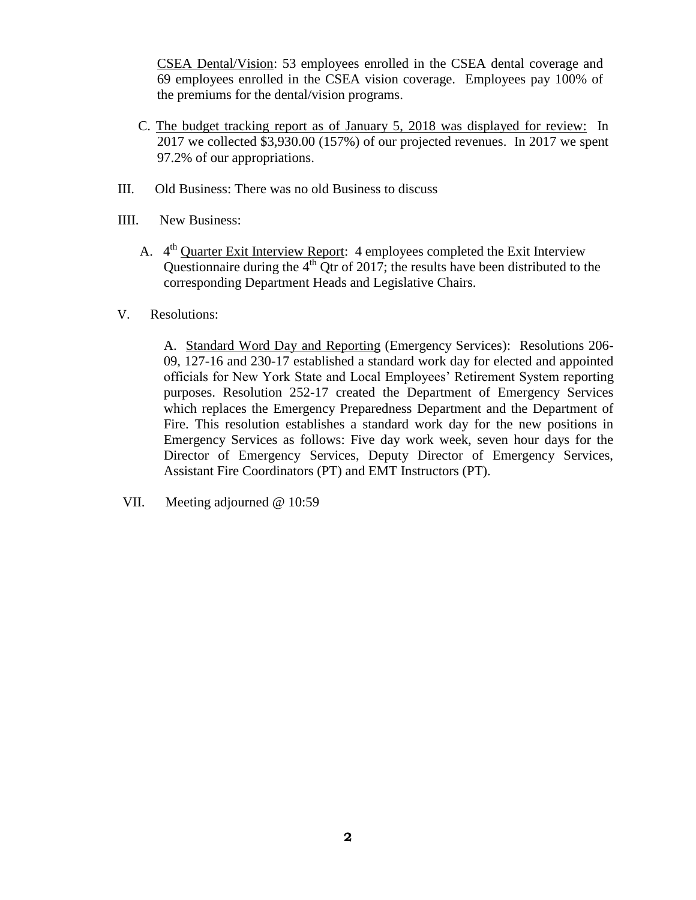CSEA Dental/Vision: 53 employees enrolled in the CSEA dental coverage and 69 employees enrolled in the CSEA vision coverage. Employees pay 100% of the premiums for the dental/vision programs.

C. The budget tracking report as of January 5, 2018 was displayed for review: In 2017 we collected $3,930.00 (157%) of our projected revenues. In 2017 we spent 97.2% of our appropriations.

III. Old Business: There was no old Business to discuss

IIII. New Business:

A. 4th Quarter Exit Interview Report: 4 employees completed the Exit Interview Questionnaire during the 4th Qtr of 2017; the results have been distributed to the corresponding Department Heads and Legislative Chairs.

V. Resolutions:

A. Standard Word Day and Reporting (Emergency Services): Resolutions 206-09, 127-16 and 230-17 established a standard work day for elected and appointed officials for New York State and Local Employees' Retirement System reporting purposes. Resolution 252-17 created the Department of Emergency Services which replaces the Emergency Preparedness Department and the Department of Fire. This resolution establishes a standard work day for the new positions in Emergency Services as follows: Five day work week, seven hour days for the Director of Emergency Services, Deputy Director of Emergency Services, Assistant Fire Coordinators (PT) and EMT Instructors (PT).

VII. Meeting adjourned @ 10:59